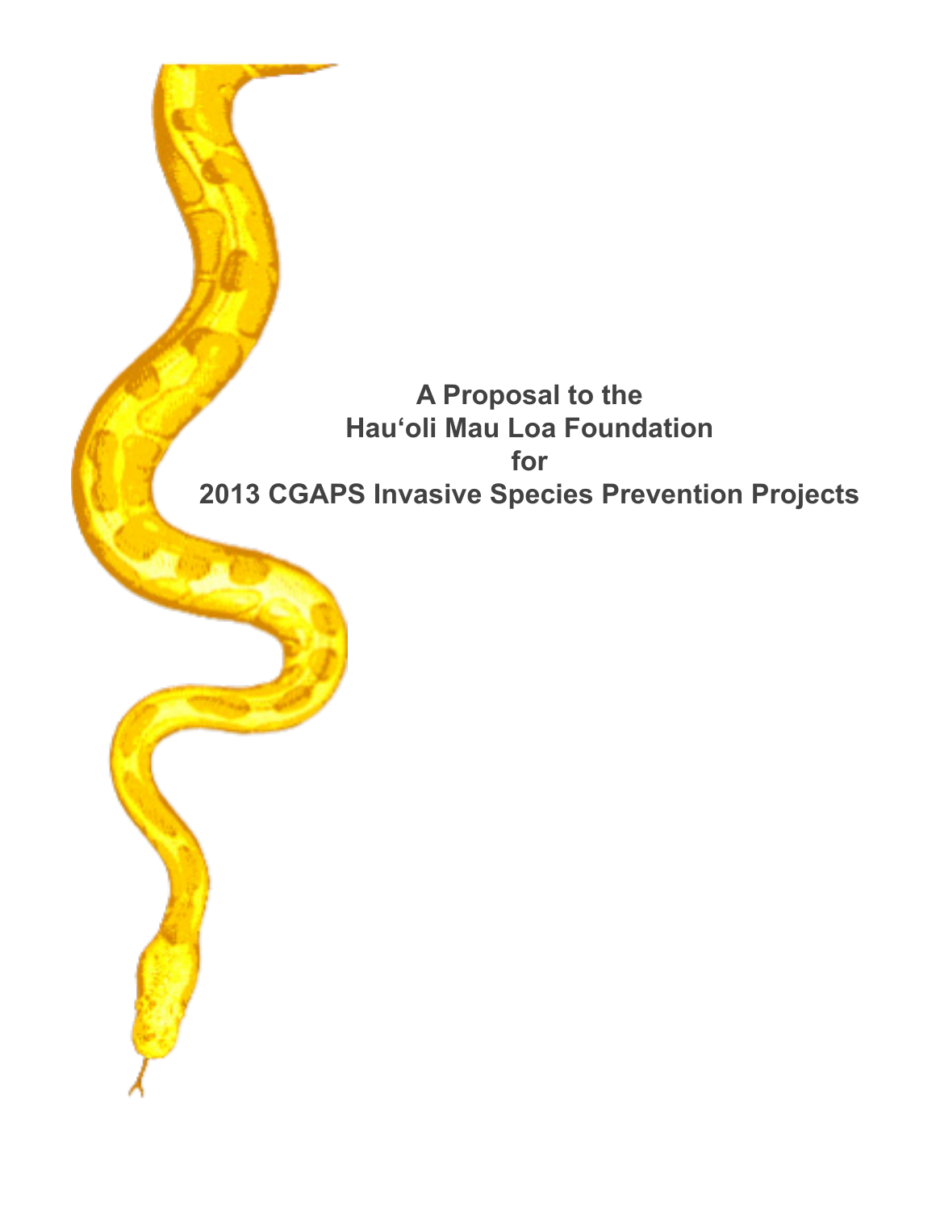# A Proposal to the Hau'oli Mau Loa Foundation for 2013 CGAPS Invasive Species Prevention Projects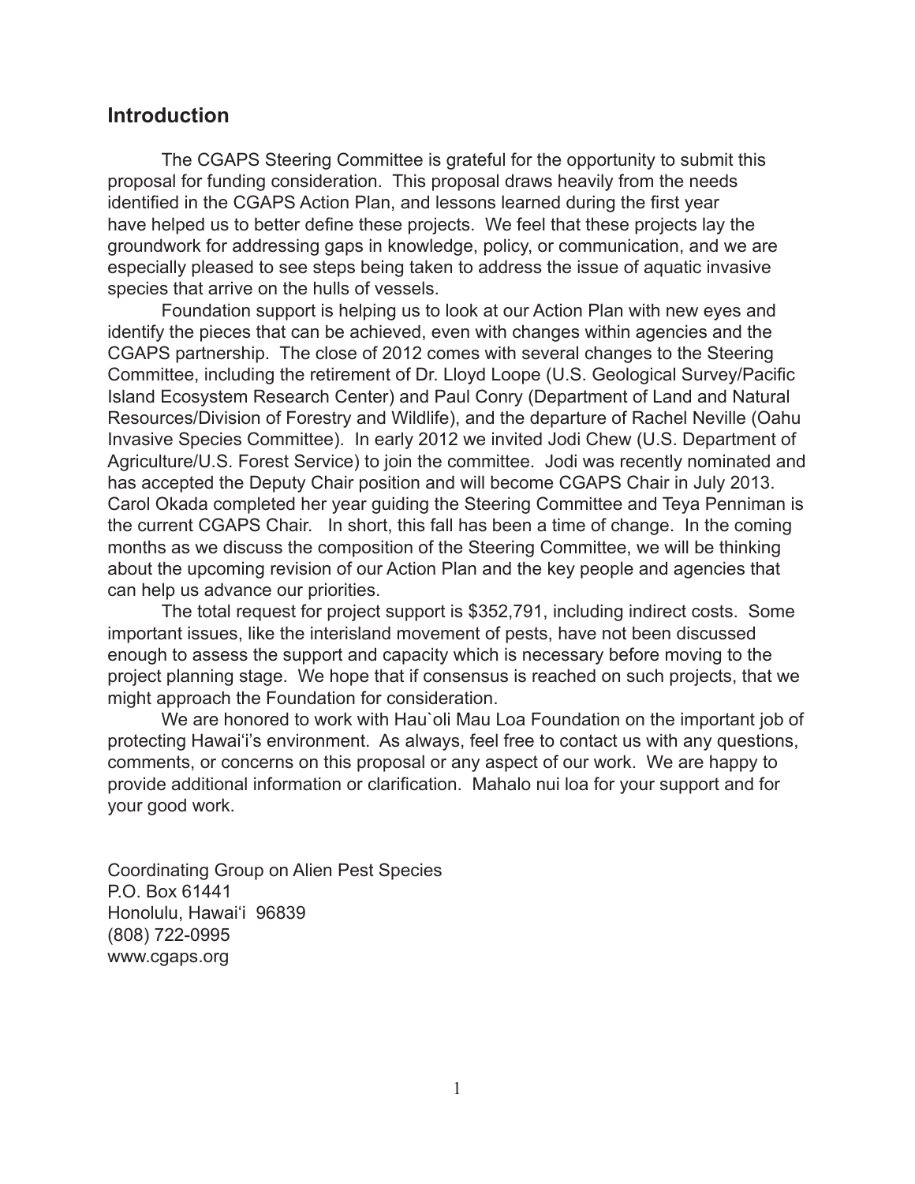## Introduction

The CGAPS Steering Committee is grateful for the opportunity to submit this proposal for funding consideration. This proposal draws heavily from the needs identified in the CGAPS Action Plan, and lessons learned during the first year have helped us to better define these projects. We feel that these projects lay the groundwork for addressing gaps in knowledge, policy, or communication, and we are especially pleased to see steps being taken to address the issue of aquatic invasive species that arrive on the hulls of vessels.

Foundation support is helping us to look at our Action Plan with new eyes and identify the pieces that can be achieved, even with changes within agencies and the CGAPS partnership. The close of 2012 comes with several changes to the Steering Committee, including the retirement of Dr. Lloyd Loope (U.S. Geological Survey/Pacific Island Ecosystem Research Center) and Paul Conry (Department of Land and Natural Resources/Division of Forestry and Wildlife), and the departure of Rachel Neville (Oahu Invasive Species Committee). In early 2012 we invited Jodi Chew (U.S. Department of Agriculture/U.S. Forest Service) to join the committee. Jodi was recently nominated and has accepted the Deputy Chair position and will become CGAPS Chair in July 2013. Carol Okada completed her year guiding the Steering Committee and Teya Penniman is the current CGAPS Chair. In short, this fall has been a time of change. In the coming months as we discuss the composition of the Steering Committee, we will be thinking about the upcoming revision of our Action Plan and the key people and agencies that can help us advance our priorities.

The total request for project support is $352,791, including indirect costs. Some important issues, like the interisland movement of pests, have not been discussed enough to assess the support and capacity which is necessary before moving to the project planning stage. We hope that if consensus is reached on such projects, that we might approach the Foundation for consideration.

We are honored to work with Hau`oli Mau Loa Foundation on the important job of protecting Hawai'i's environment. As always, feel free to contact us with any questions, comments, or concerns on this proposal or any aspect of our work. We are happy to provide additional information or clarification. Mahalo nui loa for your support and for your good work.

Coordinating Group on Alien Pest Species
P.O. Box 61441
Honolulu, Hawai'i 96839
(808) 722-0995
www.cgaps.org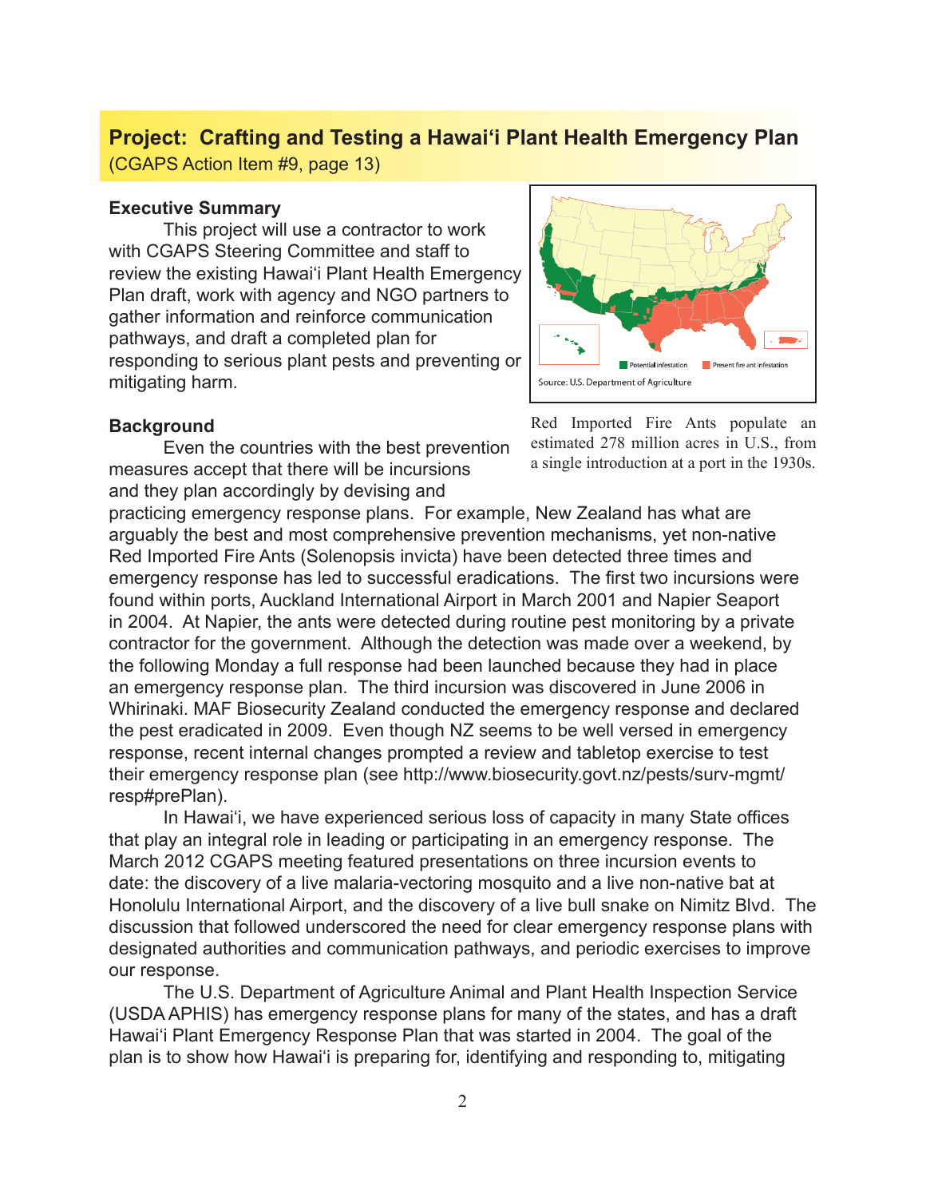## Project: Crafting and Testing a Hawai'i Plant Health Emergency Plan

(CGAPS Action Item #9, page 13)

### Executive Summary

This project will use a contractor to work with CGAPS Steering Committee and staff to review the existing Hawai'i Plant Health Emergency Plan draft, work with agency and NGO partners to gather information and reinforce communication pathways, and draft a completed plan for responding to serious plant pests and preventing or mitigating harm.

Red Imported Fire Ants populate an estimated 278 million acres in U.S., from a single introduction at a port in the 1930s.

### Background

Even the countries with the best prevention measures accept that there will be incursions and they plan accordingly by devising and practicing emergency response plans. For example, New Zealand has what are arguably the best and most comprehensive prevention mechanisms, yet non-native Red Imported Fire Ants (Solenopsis invicta) have been detected three times and emergency response has led to successful eradications. The first two incursions were found within ports, Auckland International Airport in March 2001 and Napier Seaport in 2004. At Napier, the ants were detected during routine pest monitoring by a private contractor for the government. Although the detection was made over a weekend, by the following Monday a full response had been launched because they had in place an emergency response plan. The third incursion was discovered in June 2006 in Whirinaki. MAF Biosecurity Zealand conducted the emergency response and declared the pest eradicated in 2009. Even though NZ seems to be well versed in emergency response, recent internal changes prompted a review and tabletop exercise to test their emergency response plan (see http://www.biosecurity.govt.nz/pests/surv-mgmt/resp#prePlan).

In Hawai'i, we have experienced serious loss of capacity in many State offices that play an integral role in leading or participating in an emergency response. The March 2012 CGAPS meeting featured presentations on three incursion events to date: the discovery of a live malaria-vectoring mosquito and a live non-native bat at Honolulu International Airport, and the discovery of a live bull snake on Nimitz Blvd. The discussion that followed underscored the need for clear emergency response plans with designated authorities and communication pathways, and periodic exercises to improve our response.

The U.S. Department of Agriculture Animal and Plant Health Inspection Service (USDA APHIS) has emergency response plans for many of the states, and has a draft Hawai'i Plant Emergency Response Plan that was started in 2004. The goal of the plan is to show how Hawai'i is preparing for, identifying and responding to, mitigating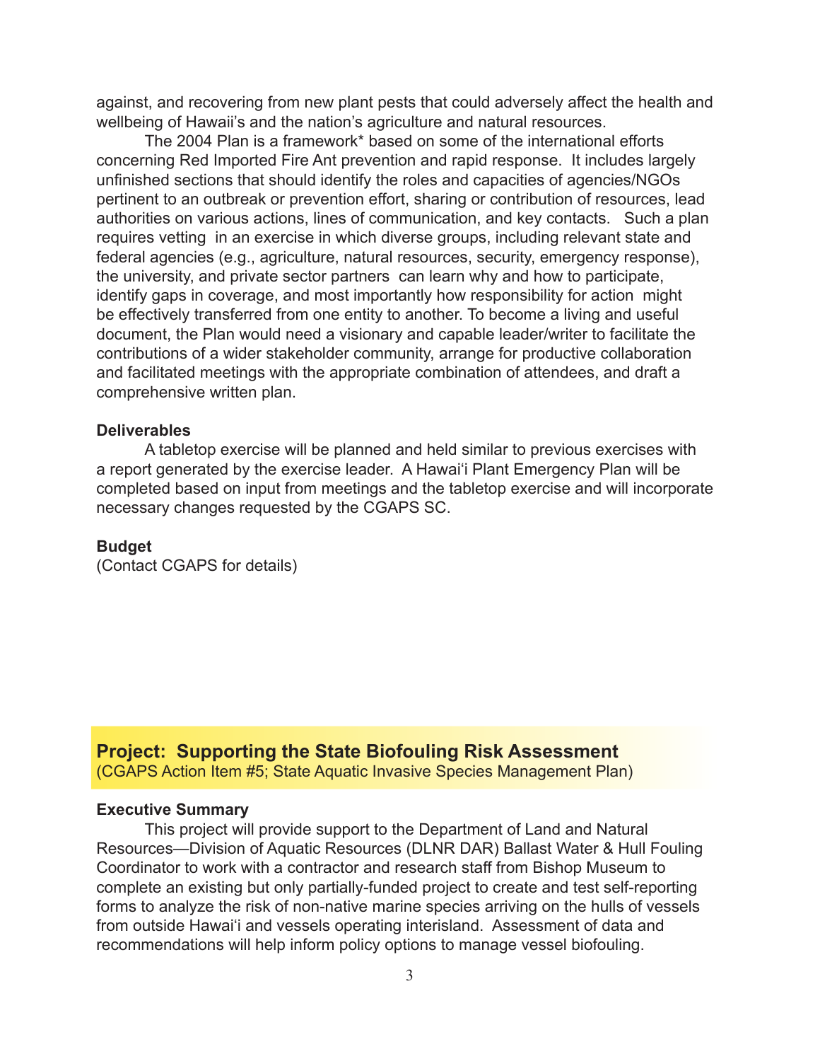against, and recovering from new plant pests that could adversely affect the health and wellbeing of Hawaii's and the nation's agriculture and natural resources.

The 2004 Plan is a framework* based on some of the international efforts concerning Red Imported Fire Ant prevention and rapid response. It includes largely unfinished sections that should identify the roles and capacities of agencies/NGOs pertinent to an outbreak or prevention effort, sharing or contribution of resources, lead authorities on various actions, lines of communication, and key contacts. Such a plan requires vetting in an exercise in which diverse groups, including relevant state and federal agencies (e.g., agriculture, natural resources, security, emergency response), the university, and private sector partners can learn why and how to participate, identify gaps in coverage, and most importantly how responsibility for action might be effectively transferred from one entity to another. To become a living and useful document, the Plan would need a visionary and capable leader/writer to facilitate the contributions of a wider stakeholder community, arrange for productive collaboration and facilitated meetings with the appropriate combination of attendees, and draft a comprehensive written plan.

**Deliverables**

A tabletop exercise will be planned and held similar to previous exercises with a report generated by the exercise leader. A Hawai'i Plant Emergency Plan will be completed based on input from meetings and the tabletop exercise and will incorporate necessary changes requested by the CGAPS SC.

**Budget**

(Contact CGAPS for details)

## Project: Supporting the State Biofouling Risk Assessment

(CGAPS Action Item #5; State Aquatic Invasive Species Management Plan)

**Executive Summary**

This project will provide support to the Department of Land and Natural Resources—Division of Aquatic Resources (DLNR DAR) Ballast Water & Hull Fouling Coordinator to work with a contractor and research staff from Bishop Museum to complete an existing but only partially-funded project to create and test self-reporting forms to analyze the risk of non-native marine species arriving on the hulls of vessels from outside Hawai'i and vessels operating interisland. Assessment of data and recommendations will help inform policy options to manage vessel biofouling.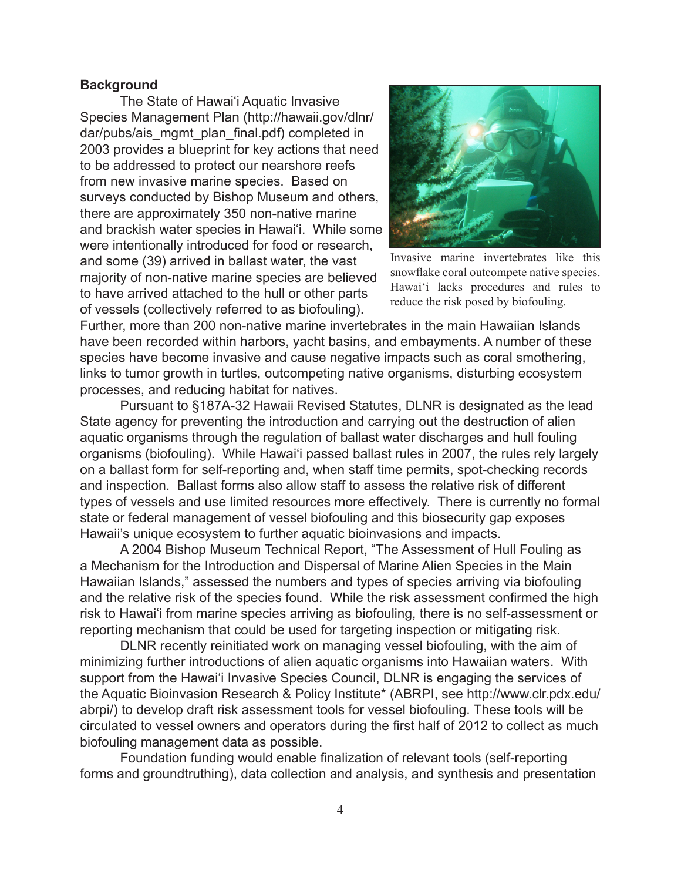**Background**

The State of Hawai'i Aquatic Invasive Species Management Plan (http://hawaii.gov/dlnr/dar/pubs/ais_mgmt_plan_final.pdf) completed in 2003 provides a blueprint for key actions that need to be addressed to protect our nearshore reefs from new invasive marine species. Based on surveys conducted by Bishop Museum and others, there are approximately 350 non-native marine and brackish water species in Hawai'i. While some were intentionally introduced for food or research, and some (39) arrived in ballast water, the vast majority of non-native marine species are believed to have arrived attached to the hull or other parts of vessels (collectively referred to as biofouling). Further, more than 200 non-native marine invertebrates in the main Hawaiian Islands have been recorded within harbors, yacht basins, and embayments. A number of these species have become invasive and cause negative impacts such as coral smothering, links to tumor growth in turtles, outcompeting native organisms, disturbing ecosystem processes, and reducing habitat for natives.

Invasive marine invertebrates like this snowflake coral outcompete native species. Hawai'i lacks procedures and rules to reduce the risk posed by biofouling.

Pursuant to §187A-32 Hawaii Revised Statutes, DLNR is designated as the lead State agency for preventing the introduction and carrying out the destruction of alien aquatic organisms through the regulation of ballast water discharges and hull fouling organisms (biofouling). While Hawai'i passed ballast rules in 2007, the rules rely largely on a ballast form for self-reporting and, when staff time permits, spot-checking records and inspection. Ballast forms also allow staff to assess the relative risk of different types of vessels and use limited resources more effectively. There is currently no formal state or federal management of vessel biofouling and this biosecurity gap exposes Hawaii's unique ecosystem to further aquatic bioinvasions and impacts.

A 2004 Bishop Museum Technical Report, "The Assessment of Hull Fouling as a Mechanism for the Introduction and Dispersal of Marine Alien Species in the Main Hawaiian Islands," assessed the numbers and types of species arriving via biofouling and the relative risk of the species found. While the risk assessment confirmed the high risk to Hawai'i from marine species arriving as biofouling, there is no self-assessment or reporting mechanism that could be used for targeting inspection or mitigating risk.

DLNR recently reinitiated work on managing vessel biofouling, with the aim of minimizing further introductions of alien aquatic organisms into Hawaiian waters. With support from the Hawai'i Invasive Species Council, DLNR is engaging the services of the Aquatic Bioinvasion Research & Policy Institute* (ABRPI, see http://www.clr.pdx.edu/abrpi/) to develop draft risk assessment tools for vessel biofouling. These tools will be circulated to vessel owners and operators during the first half of 2012 to collect as much biofouling management data as possible.

Foundation funding would enable finalization of relevant tools (self-reporting forms and groundtruthing), data collection and analysis, and synthesis and presentation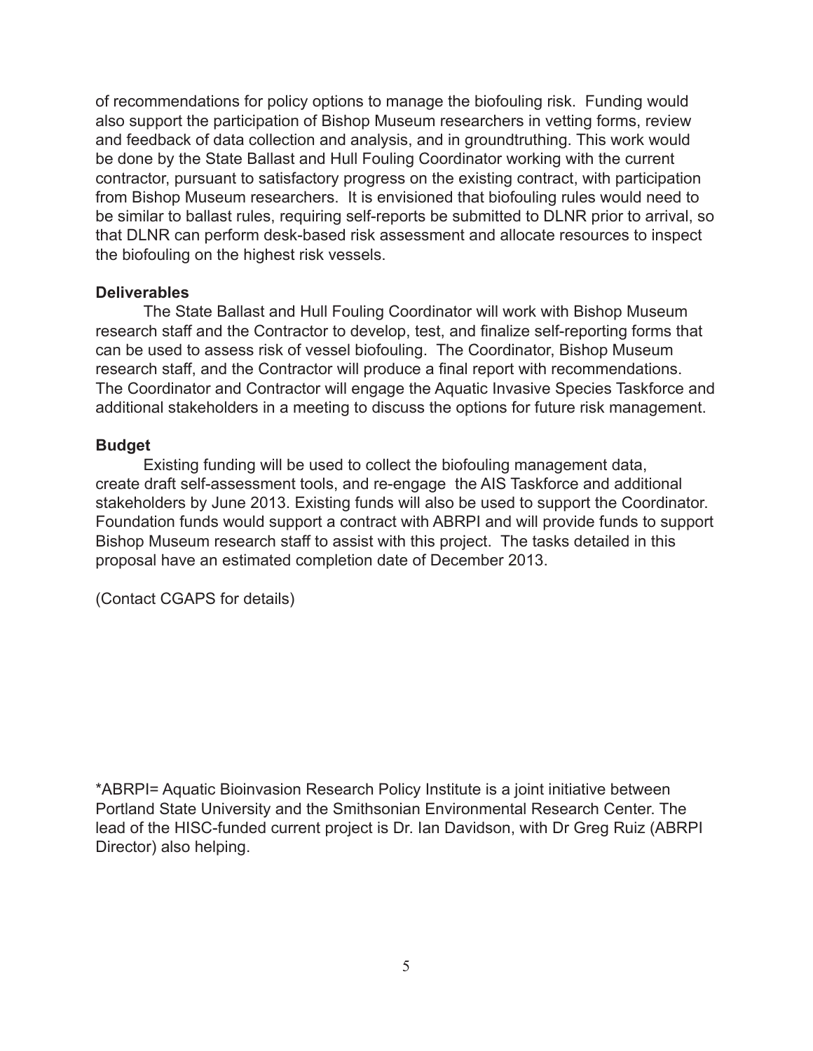of recommendations for policy options to manage the biofouling risk. Funding would also support the participation of Bishop Museum researchers in vetting forms, review and feedback of data collection and analysis, and in groundtruthing. This work would be done by the State Ballast and Hull Fouling Coordinator working with the current contractor, pursuant to satisfactory progress on the existing contract, with participation from Bishop Museum researchers. It is envisioned that biofouling rules would need to be similar to ballast rules, requiring self-reports be submitted to DLNR prior to arrival, so that DLNR can perform desk-based risk assessment and allocate resources to inspect the biofouling on the highest risk vessels.

**Deliverables**

The State Ballast and Hull Fouling Coordinator will work with Bishop Museum research staff and the Contractor to develop, test, and finalize self-reporting forms that can be used to assess risk of vessel biofouling. The Coordinator, Bishop Museum research staff, and the Contractor will produce a final report with recommendations. The Coordinator and Contractor will engage the Aquatic Invasive Species Taskforce and additional stakeholders in a meeting to discuss the options for future risk management.

**Budget**

Existing funding will be used to collect the biofouling management data, create draft self-assessment tools, and re-engage the AIS Taskforce and additional stakeholders by June 2013. Existing funds will also be used to support the Coordinator. Foundation funds would support a contract with ABRPI and will provide funds to support Bishop Museum research staff to assist with this project. The tasks detailed in this proposal have an estimated completion date of December 2013.

(Contact CGAPS for details)

*ABRPI= Aquatic Bioinvasion Research Policy Institute is a joint initiative between Portland State University and the Smithsonian Environmental Research Center. The lead of the HISC-funded current project is Dr. Ian Davidson, with Dr Greg Ruiz (ABRPI Director) also helping.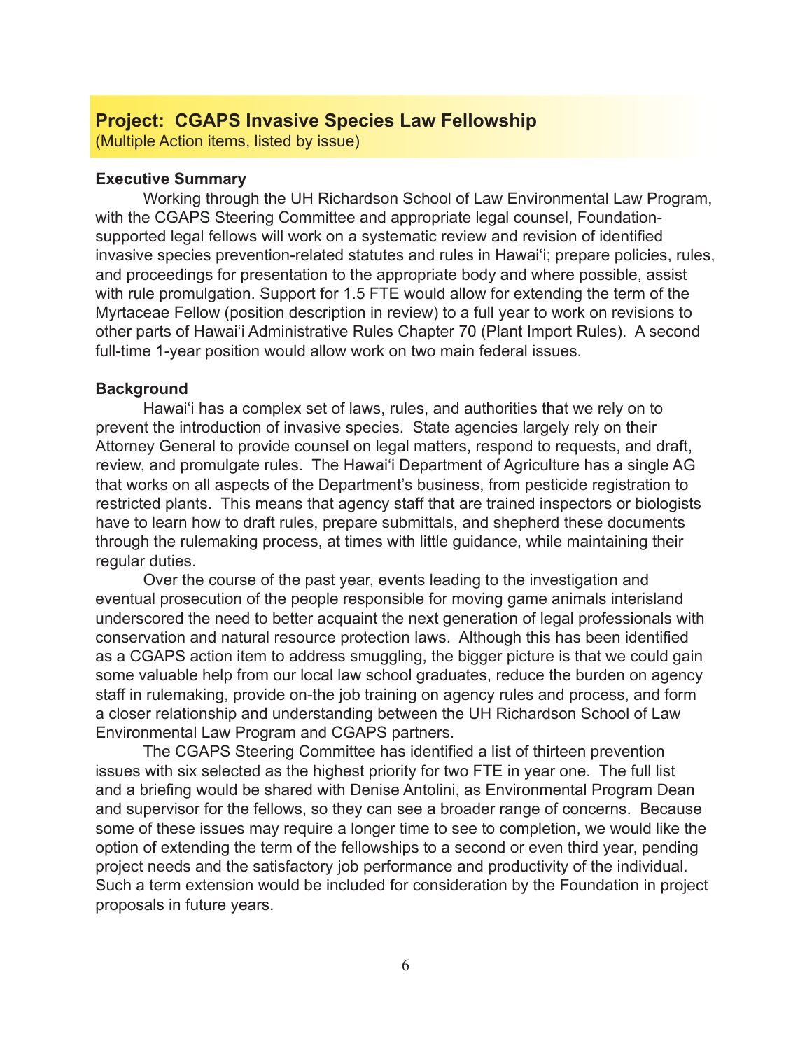## Project: CGAPS Invasive Species Law Fellowship

(Multiple Action items, listed by issue)

**Executive Summary**

Working through the UH Richardson School of Law Environmental Law Program, with the CGAPS Steering Committee and appropriate legal counsel, Foundation-supported legal fellows will work on a systematic review and revision of identified invasive species prevention-related statutes and rules in Hawaiʻi; prepare policies, rules, and proceedings for presentation to the appropriate body and where possible, assist with rule promulgation. Support for 1.5 FTE would allow for extending the term of the Myrtaceae Fellow (position description in review) to a full year to work on revisions to other parts of Hawaiʻi Administrative Rules Chapter 70 (Plant Import Rules). A second full-time 1-year position would allow work on two main federal issues.

**Background**

Hawaiʻi has a complex set of laws, rules, and authorities that we rely on to prevent the introduction of invasive species. State agencies largely rely on their Attorney General to provide counsel on legal matters, respond to requests, and draft, review, and promulgate rules. The Hawaiʻi Department of Agriculture has a single AG that works on all aspects of the Department's business, from pesticide registration to restricted plants. This means that agency staff that are trained inspectors or biologists have to learn how to draft rules, prepare submittals, and shepherd these documents through the rulemaking process, at times with little guidance, while maintaining their regular duties.

Over the course of the past year, events leading to the investigation and eventual prosecution of the people responsible for moving game animals interisland underscored the need to better acquaint the next generation of legal professionals with conservation and natural resource protection laws. Although this has been identified as a CGAPS action item to address smuggling, the bigger picture is that we could gain some valuable help from our local law school graduates, reduce the burden on agency staff in rulemaking, provide on-the job training on agency rules and process, and form a closer relationship and understanding between the UH Richardson School of Law Environmental Law Program and CGAPS partners.

The CGAPS Steering Committee has identified a list of thirteen prevention issues with six selected as the highest priority for two FTE in year one. The full list and a briefing would be shared with Denise Antolini, as Environmental Program Dean and supervisor for the fellows, so they can see a broader range of concerns. Because some of these issues may require a longer time to see to completion, we would like the option of extending the term of the fellowships to a second or even third year, pending project needs and the satisfactory job performance and productivity of the individual. Such a term extension would be included for consideration by the Foundation in project proposals in future years.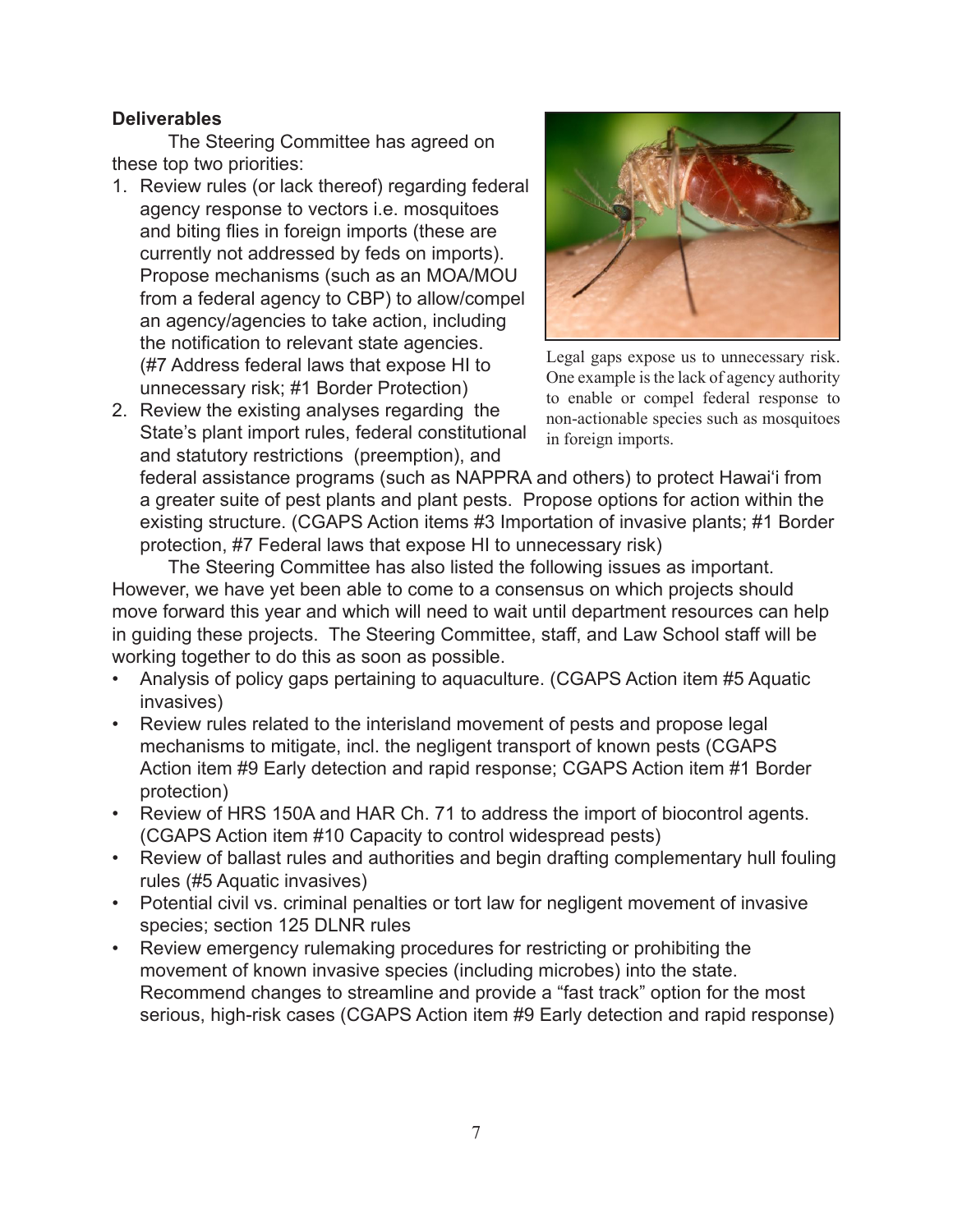**Deliverables**

The Steering Committee has agreed on these top two priorities:

1. Review rules (or lack thereof) regarding federal agency response to vectors i.e. mosquitoes and biting flies in foreign imports (these are currently not addressed by feds on imports). Propose mechanisms (such as an MOA/MOU from a federal agency to CBP) to allow/compel an agency/agencies to take action, including the notification to relevant state agencies. (#7 Address federal laws that expose HI to unnecessary risk; #1 Border Protection)
2. Review the existing analyses regarding the State's plant import rules, federal constitutional and statutory restrictions (preemption), and federal assistance programs (such as NAPPRA and others) to protect Hawai'i from a greater suite of pest plants and plant pests. Propose options for action within the existing structure. (CGAPS Action items #3 Importation of invasive plants; #1 Border protection, #7 Federal laws that expose HI to unnecessary risk)

Legal gaps expose us to unnecessary risk. One example is the lack of agency authority to enable or compel federal response to non-actionable species such as mosquitoes in foreign imports.

The Steering Committee has also listed the following issues as important. However, we have yet been able to come to a consensus on which projects should move forward this year and which will need to wait until department resources can help in guiding these projects. The Steering Committee, staff, and Law School staff will be working together to do this as soon as possible.

- Analysis of policy gaps pertaining to aquaculture. (CGAPS Action item #5 Aquatic invasives)
- Review rules related to the interisland movement of pests and propose legal mechanisms to mitigate, incl. the negligent transport of known pests (CGAPS Action item #9 Early detection and rapid response; CGAPS Action item #1 Border protection)
- Review of HRS 150A and HAR Ch. 71 to address the import of biocontrol agents. (CGAPS Action item #10 Capacity to control widespread pests)
- Review of ballast rules and authorities and begin drafting complementary hull fouling rules (#5 Aquatic invasives)
- Potential civil vs. criminal penalties or tort law for negligent movement of invasive species; section 125 DLNR rules
- Review emergency rulemaking procedures for restricting or prohibiting the movement of known invasive species (including microbes) into the state. Recommend changes to streamline and provide a "fast track" option for the most serious, high-risk cases (CGAPS Action item #9 Early detection and rapid response)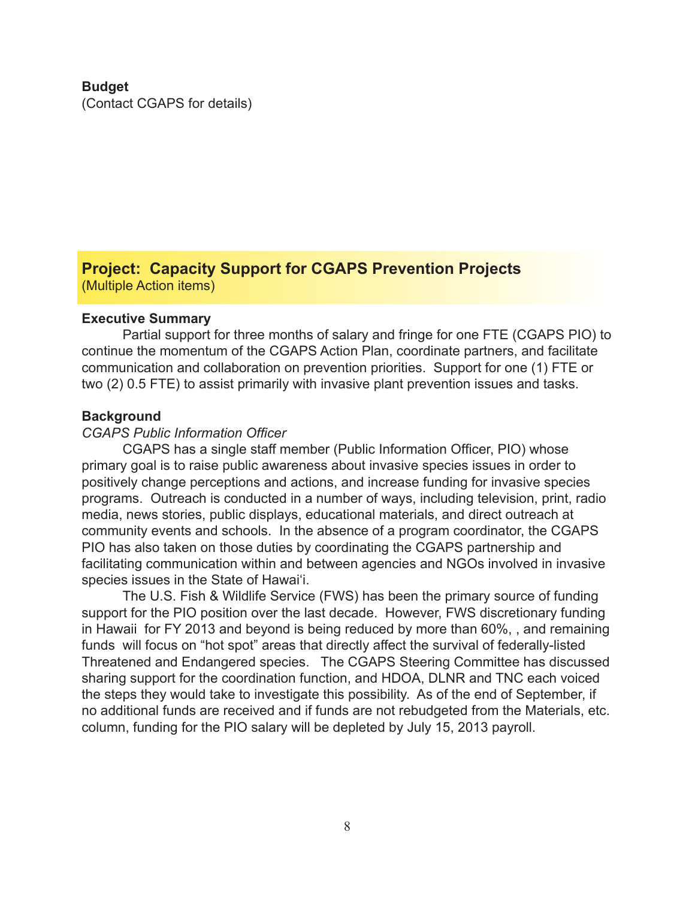**Budget**
(Contact CGAPS for details)

## Project: Capacity Support for CGAPS Prevention Projects
(Multiple Action items)

**Executive Summary**

Partial support for three months of salary and fringe for one FTE (CGAPS PIO) to continue the momentum of the CGAPS Action Plan, coordinate partners, and facilitate communication and collaboration on prevention priorities. Support for one (1) FTE or two (2) 0.5 FTE) to assist primarily with invasive plant prevention issues and tasks.

**Background**

*CGAPS Public Information Officer*

CGAPS has a single staff member (Public Information Officer, PIO) whose primary goal is to raise public awareness about invasive species issues in order to positively change perceptions and actions, and increase funding for invasive species programs. Outreach is conducted in a number of ways, including television, print, radio media, news stories, public displays, educational materials, and direct outreach at community events and schools. In the absence of a program coordinator, the CGAPS PIO has also taken on those duties by coordinating the CGAPS partnership and facilitating communication within and between agencies and NGOs involved in invasive species issues in the State of Hawai'i.

The U.S. Fish & Wildlife Service (FWS) has been the primary source of funding support for the PIO position over the last decade. However, FWS discretionary funding in Hawaii for FY 2013 and beyond is being reduced by more than 60%, , and remaining funds will focus on "hot spot" areas that directly affect the survival of federally-listed Threatened and Endangered species. The CGAPS Steering Committee has discussed sharing support for the coordination function, and HDOA, DLNR and TNC each voiced the steps they would take to investigate this possibility. As of the end of September, if no additional funds are received and if funds are not rebudgeted from the Materials, etc. column, funding for the PIO salary will be depleted by July 15, 2013 payroll.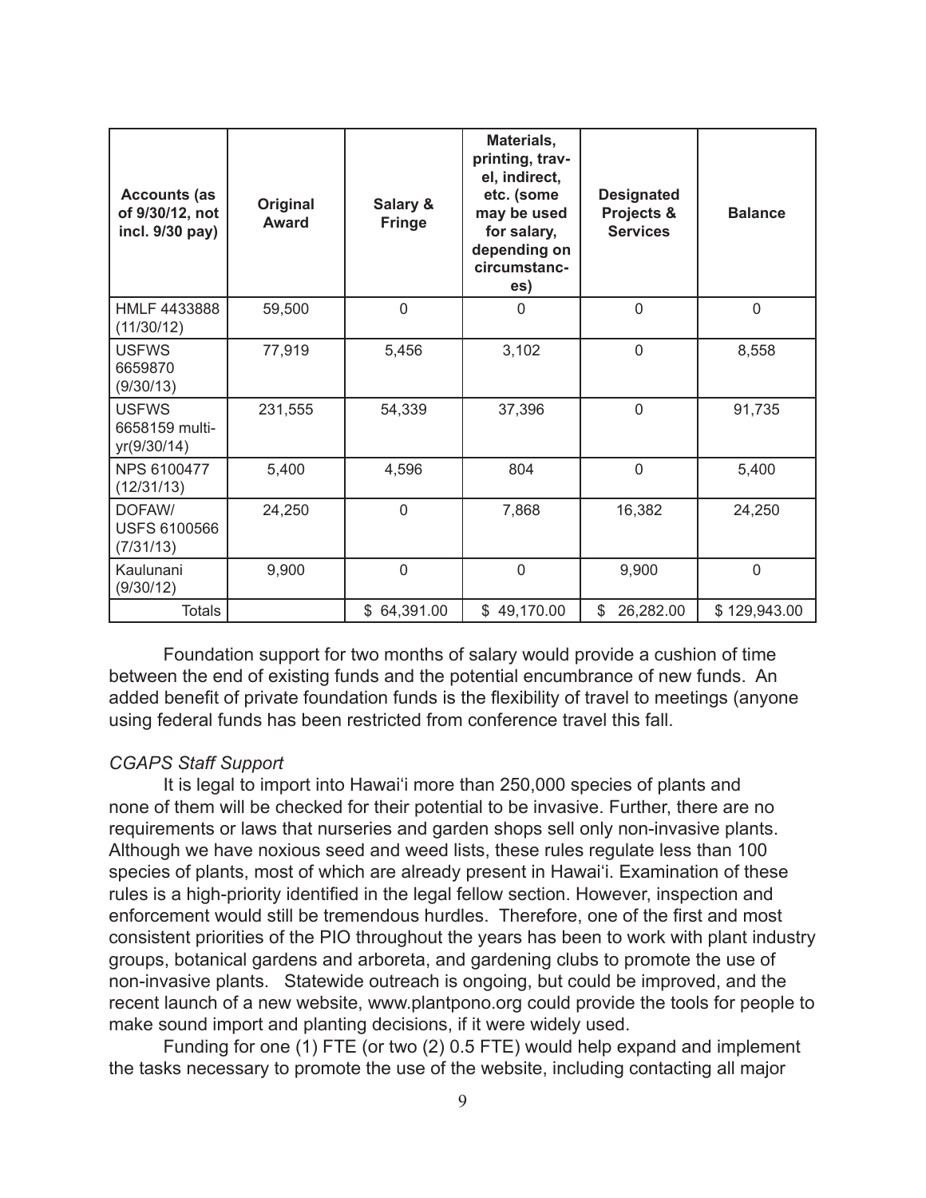| Accounts (as of 9/30/12, not incl. 9/30 pay) | Original Award | Salary & Fringe | Materials, printing, travel, indirect, etc. (some may be used for salary, depending on circumstances) | Designated Projects & Services | Balance |
|---|---|---|---|---|---|
| HMLF 4433888 (11/30/12) | 59,500 | 0 | 0 | 0 | 0 |
| USFWS 6659870 (9/30/13) | 77,919 | 5,456 | 3,102 | 0 | 8,558 |
| USFWS 6658159 multi-yr(9/30/14) | 231,555 | 54,339 | 37,396 | 0 | 91,735 |
| NPS 6100477 (12/31/13) | 5,400 | 4,596 | 804 | 0 | 5,400 |
| DOFAW/ USFS 6100566 (7/31/13) | 24,250 | 0 | 7,868 | 16,382 | 24,250 |
| Kaulunani (9/30/12) | 9,900 | 0 | 0 | 9,900 | 0 |
| Totals | | $ 64,391.00 | $ 49,170.00 | $ 26,282.00 | $ 129,943.00 |

Foundation support for two months of salary would provide a cushion of time between the end of existing funds and the potential encumbrance of new funds. An added benefit of private foundation funds is the flexibility of travel to meetings (anyone using federal funds has been restricted from conference travel this fall.

*CGAPS Staff Support*

It is legal to import into Hawai'i more than 250,000 species of plants and none of them will be checked for their potential to be invasive. Further, there are no requirements or laws that nurseries and garden shops sell only non-invasive plants. Although we have noxious seed and weed lists, these rules regulate less than 100 species of plants, most of which are already present in Hawai'i. Examination of these rules is a high-priority identified in the legal fellow section. However, inspection and enforcement would still be tremendous hurdles. Therefore, one of the first and most consistent priorities of the PIO throughout the years has been to work with plant industry groups, botanical gardens and arboreta, and gardening clubs to promote the use of non-invasive plants. Statewide outreach is ongoing, but could be improved, and the recent launch of a new website, www.plantpono.org could provide the tools for people to make sound import and planting decisions, if it were widely used.

Funding for one (1) FTE (or two (2) 0.5 FTE) would help expand and implement the tasks necessary to promote the use of the website, including contacting all major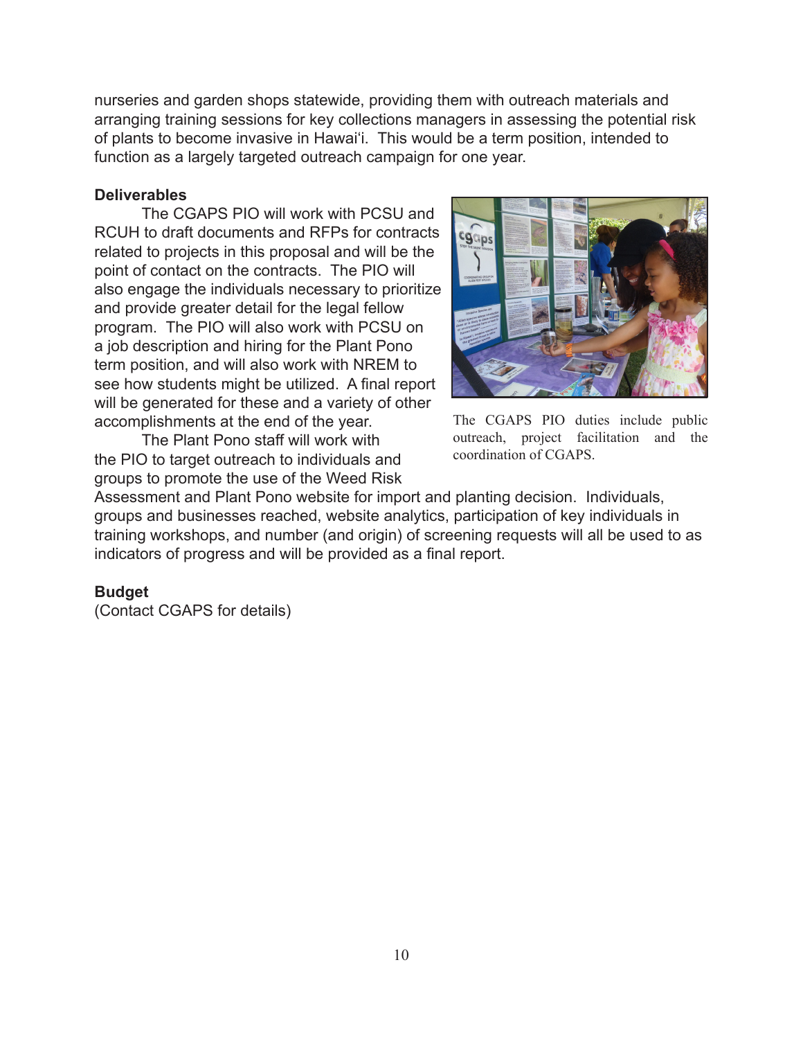nurseries and garden shops statewide, providing them with outreach materials and arranging training sessions for key collections managers in assessing the potential risk of plants to become invasive in Hawaiʻi. This would be a term position, intended to function as a largely targeted outreach campaign for one year.

**Deliverables**

The CGAPS PIO will work with PCSU and RCUH to draft documents and RFPs for contracts related to projects in this proposal and will be the point of contact on the contracts. The PIO will also engage the individuals necessary to prioritize and provide greater detail for the legal fellow program. The PIO will also work with PCSU on a job description and hiring for the Plant Pono term position, and will also work with NREM to see how students might be utilized. A final report will be generated for these and a variety of other accomplishments at the end of the year.

The CGAPS PIO duties include public outreach, project facilitation and the coordination of CGAPS.

The Plant Pono staff will work with the PIO to target outreach to individuals and groups to promote the use of the Weed Risk Assessment and Plant Pono website for import and planting decision. Individuals, groups and businesses reached, website analytics, participation of key individuals in training workshops, and number (and origin) of screening requests will all be used to as indicators of progress and will be provided as a final report.

**Budget**

(Contact CGAPS for details)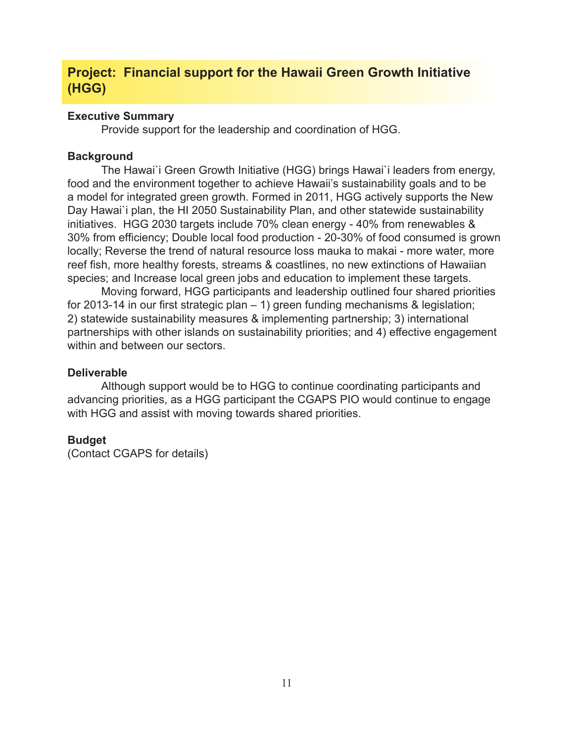## Project: Financial support for the Hawaii Green Growth Initiative (HGG)

**Executive Summary**

Provide support for the leadership and coordination of HGG.

**Background**

The Hawai`i Green Growth Initiative (HGG) brings Hawai`i leaders from energy, food and the environment together to achieve Hawaii's sustainability goals and to be a model for integrated green growth. Formed in 2011, HGG actively supports the New Day Hawai`i plan, the HI 2050 Sustainability Plan, and other statewide sustainability initiatives. HGG 2030 targets include 70% clean energy - 40% from renewables & 30% from efficiency; Double local food production - 20-30% of food consumed is grown locally; Reverse the trend of natural resource loss mauka to makai - more water, more reef fish, more healthy forests, streams & coastlines, no new extinctions of Hawaiian species; and Increase local green jobs and education to implement these targets.

Moving forward, HGG participants and leadership outlined four shared priorities for 2013-14 in our first strategic plan – 1) green funding mechanisms & legislation; 2) statewide sustainability measures & implementing partnership; 3) international partnerships with other islands on sustainability priorities; and 4) effective engagement within and between our sectors.

**Deliverable**

Although support would be to HGG to continue coordinating participants and advancing priorities, as a HGG participant the CGAPS PIO would continue to engage with HGG and assist with moving towards shared priorities.

**Budget**

(Contact CGAPS for details)